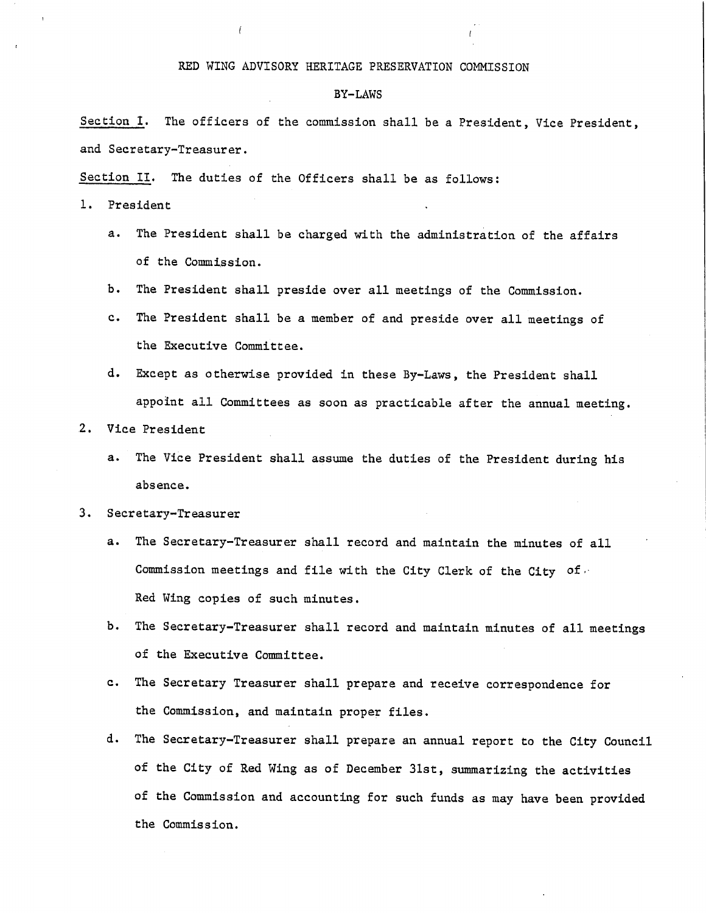# RED WING ADVISORY HERITAGE PRESERVATION COMMISSION

## BY-LAWS

<u>Section I</u>. The officers of the commission shall be a President, Vice President, and Secretary-Treasurer.

<u>Section II</u>. The duties of the Officers shall be as follows:

1. President
   a. The President shall be charged with the administration of the affairs of the Commission.
   b. The President shall preside over all meetings of the Commission.
   c. The President shall be a member of and preside over all meetings of the Executive Committee.
   d. Except as otherwise provided in these By-Laws, the President shall appoint all Committees as soon as practicable after the annual meeting.

2. Vice President
   a. The Vice President shall assume the duties of the President during his absence.

3. Secretary-Treasurer
   a. The Secretary-Treasurer shall record and maintain the minutes of all Commission meetings and file with the City Clerk of the City of Red Wing copies of such minutes.
   b. The Secretary-Treasurer shall record and maintain minutes of all meetings of the Executive Committee.
   c. The Secretary Treasurer shall prepare and receive correspondence for the Commission, and maintain proper files.
   d. The Secretary-Treasurer shall prepare an annual report to the City Council of the City of Red Wing as of December 31st, summarizing the activities of the Commission and accounting for such funds as may have been provided the Commission.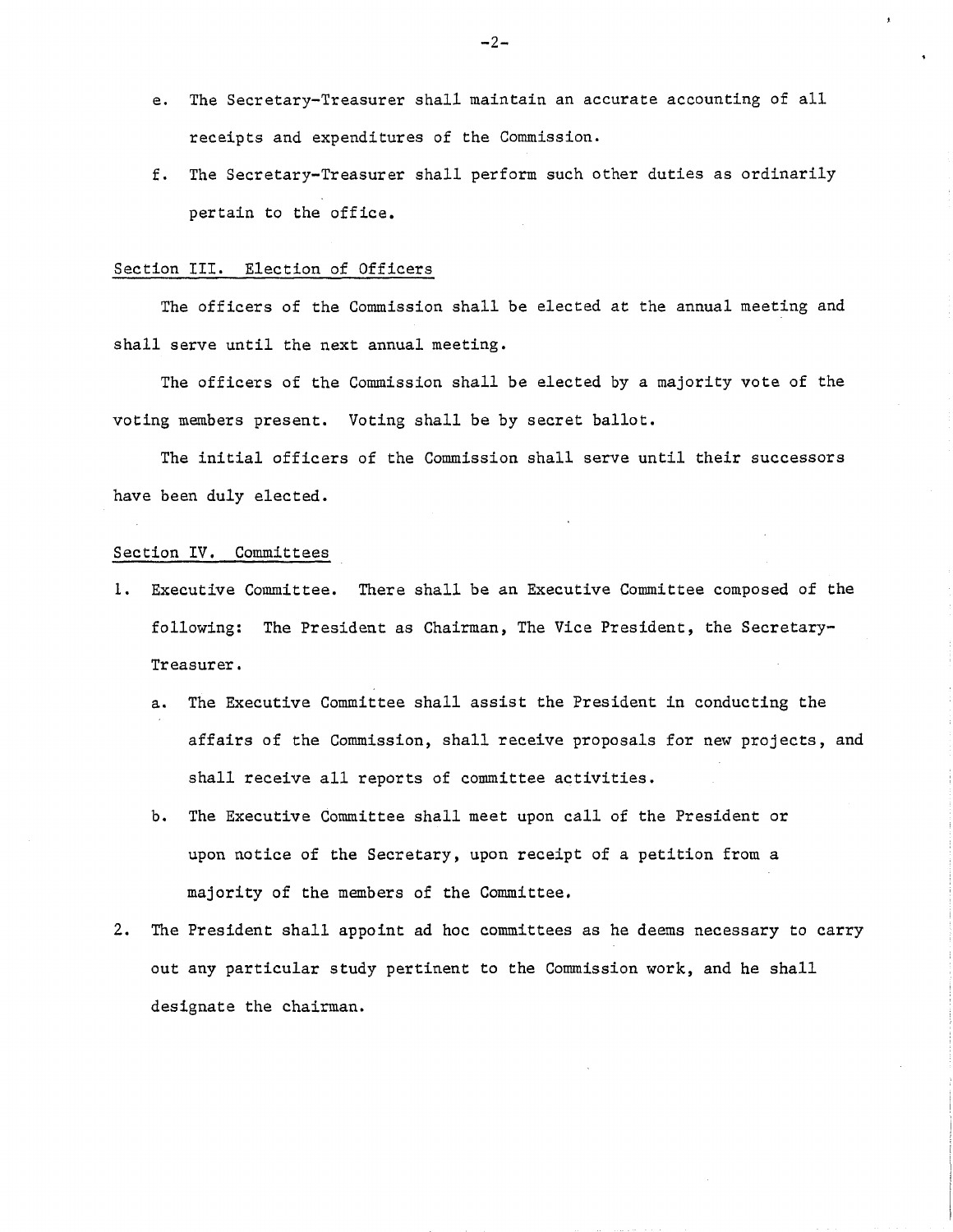e. The Secretary-Treasurer shall maintain an accurate accounting of all receipts and expenditures of the Commission.

f. The Secretary-Treasurer shall perform such other duties as ordinarily pertain to the office.

## Section III. Election of Officers

The officers of the Commission shall be elected at the annual meeting and shall serve until the next annual meeting.

The officers of the Commission shall be elected by a majority vote of the voting members present. Voting shall be by secret ballot.

The initial officers of the Commission shall serve until their successors have been duly elected.

## Section IV. Committees

1. Executive Committee. There shall be an Executive Committee composed of the following: The President as Chairman, The Vice President, the Secretary-Treasurer.

   a. The Executive Committee shall assist the President in conducting the affairs of the Commission, shall receive proposals for new projects, and shall receive all reports of committee activities.

   b. The Executive Committee shall meet upon call of the President or upon notice of the Secretary, upon receipt of a petition from a majority of the members of the Committee.

2. The President shall appoint ad hoc committees as he deems necessary to carry out any particular study pertinent to the Commission work, and he shall designate the chairman.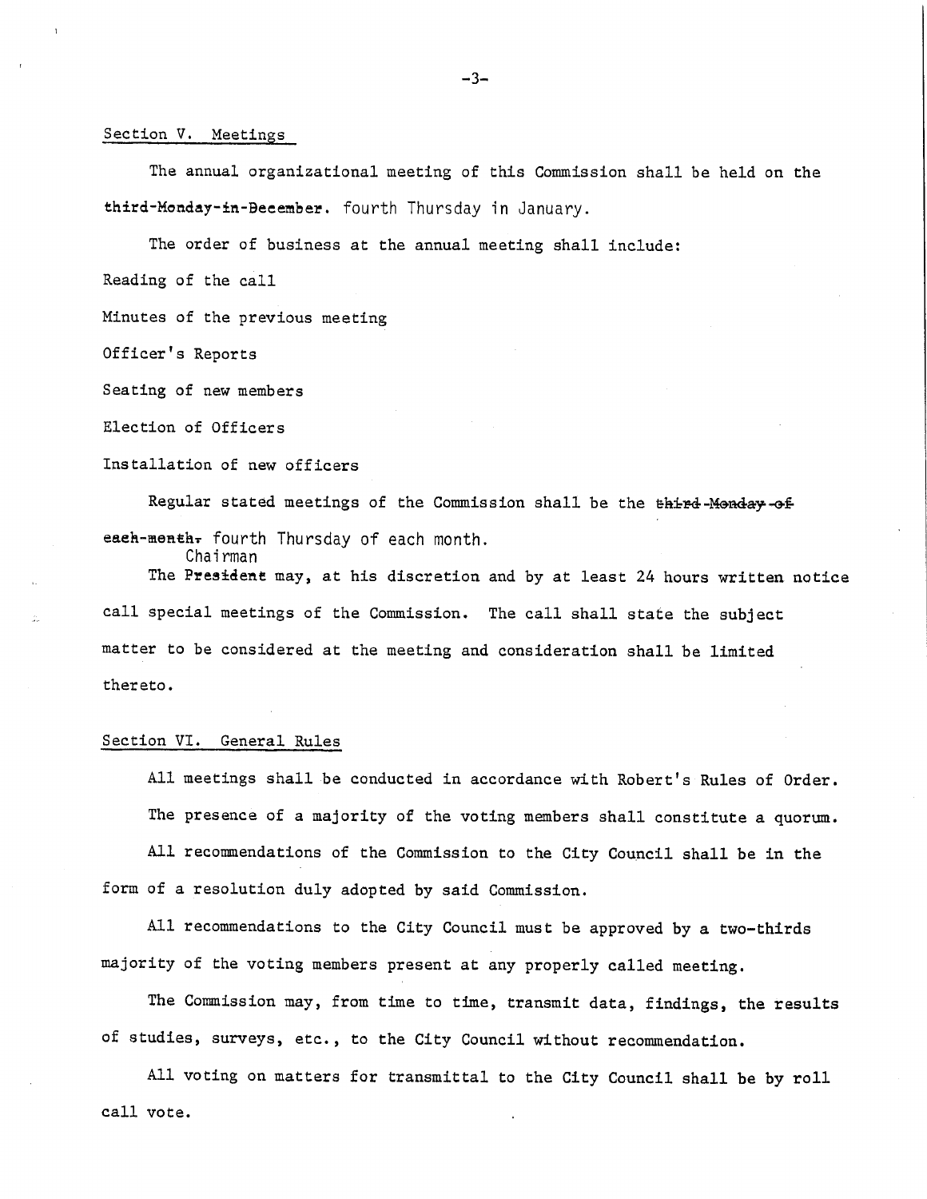Section V. Meetings

The annual organizational meeting of this Commission shall be held on the ~~third-Monday-in-December.~~ fourth Thursday in January.

The order of business at the annual meeting shall include:

Reading of the call

Minutes of the previous meeting

Officer's Reports

Seating of new members

Election of Officers

Installation of new officers

Regular stated meetings of the Commission shall be the ~~third-Monday-of each-month.~~ fourth Thursday of each month.

The ~~President~~ Chairman may, at his discretion and by at least 24 hours written notice call special meetings of the Commission. The call shall state the subject matter to be considered at the meeting and consideration shall be limited thereto.

Section VI. General Rules

All meetings shall be conducted in accordance with Robert's Rules of Order.

The presence of a majority of the voting members shall constitute a quorum.

All recommendations of the Commission to the City Council shall be in the form of a resolution duly adopted by said Commission.

All recommendations to the City Council must be approved by a two-thirds majority of the voting members present at any properly called meeting.

The Commission may, from time to time, transmit data, findings, the results of studies, surveys, etc., to the City Council without recommendation.

All voting on matters for transmittal to the City Council shall be by roll call vote.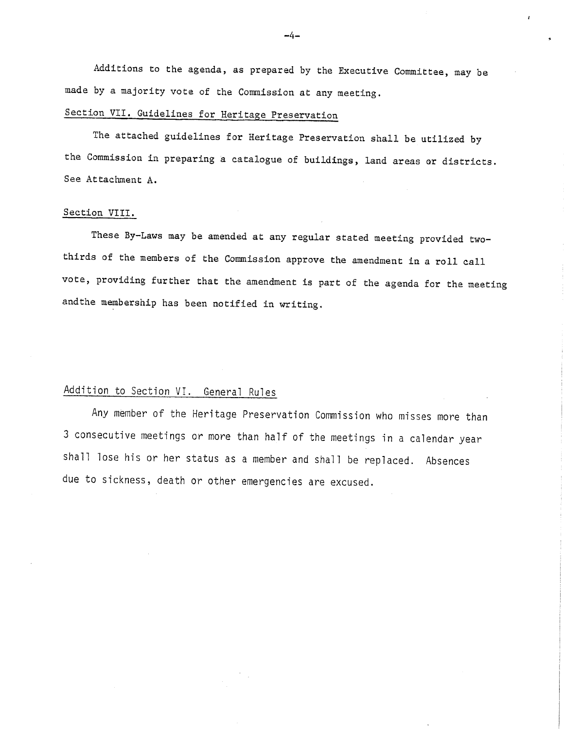Additions to the agenda, as prepared by the Executive Committee, may be made by a majority vote of the Commission at any meeting.

## Section VII. Guidelines for Heritage Preservation

The attached guidelines for Heritage Preservation shall be utilized by the Commission in preparing a catalogue of buildings, land areas or districts. See Attachment A.

## Section VIII.

These By-Laws may be amended at any regular stated meeting provided two-thirds of the members of the Commission approve the amendment in a roll call vote, providing further that the amendment is part of the agenda for the meeting andthe membership has been notified in writing.

## Addition to Section VI. General Rules

Any member of the Heritage Preservation Commission who misses more than 3 consecutive meetings or more than half of the meetings in a calendar year shall lose his or her status as a member and shall be replaced. Absences due to sickness, death or other emergencies are excused.